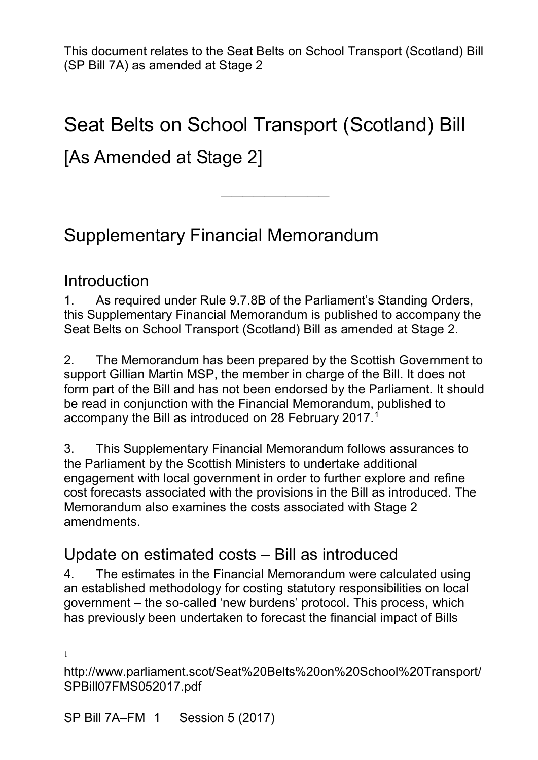This document relates to the Seat Belts on School Transport (Scotland) Bill (SP Bill 7A) as amended at Stage 2

# Seat Belts on School Transport (Scotland) Bill

## [As Amended at Stage 2]

---

## Supplementary Financial Memorandum

### Introduction

1. As required under Rule 9.7.8B of the Parliament's Standing Orders, this Supplementary Financial Memorandum is published to accompany the Seat Belts on School Transport (Scotland) Bill as amended at Stage 2.

2. The Memorandum has been prepared by the Scottish Government to support Gillian Martin MSP, the member in charge of the Bill. It does not form part of the Bill and has not been endorsed by the Parliament. It should be read in conjunction with the Financial Memorandum, published to accompany the Bill as introduced on 28 February 2017.[1]

3. This Supplementary Financial Memorandum follows assurances to the Parliament by the Scottish Ministers to undertake additional engagement with local government in order to further explore and refine cost forecasts associated with the provisions in the Bill as introduced. The Memorandum also examines the costs associated with Stage 2 amendments.

### Update on estimated costs – Bill as introduced

4. The estimates in the Financial Memorandum were calculated using an established methodology for costing statutory responsibilities on local government – the so-called 'new burdens' protocol. This process, which has previously been undertaken to forecast the financial impact of Bills

---

[1] http://www.parliament.scot/Seat%20Belts%20on%20School%20Transport/SPBill07FMS052017.pdf

SP Bill 7A–FM 1 Session 5 (2017)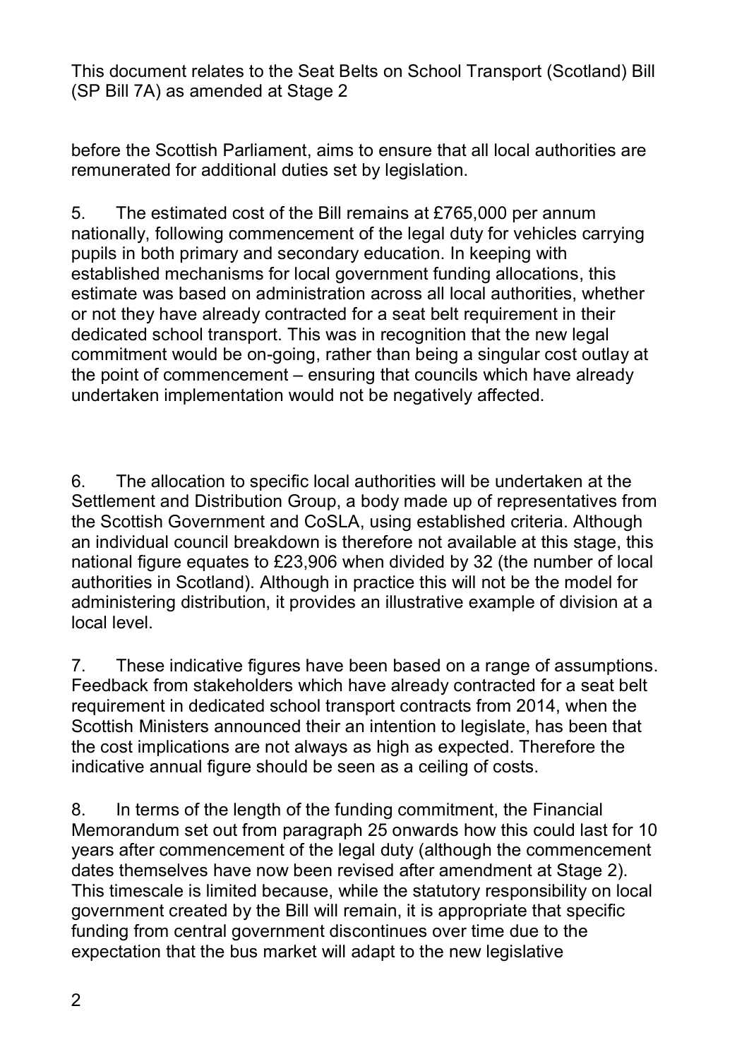before the Scottish Parliament, aims to ensure that all local authorities are remunerated for additional duties set by legislation.

5. The estimated cost of the Bill remains at £765,000 per annum nationally, following commencement of the legal duty for vehicles carrying pupils in both primary and secondary education. In keeping with established mechanisms for local government funding allocations, this estimate was based on administration across all local authorities, whether or not they have already contracted for a seat belt requirement in their dedicated school transport. This was in recognition that the new legal commitment would be on-going, rather than being a singular cost outlay at the point of commencement – ensuring that councils which have already undertaken implementation would not be negatively affected.

6. The allocation to specific local authorities will be undertaken at the Settlement and Distribution Group, a body made up of representatives from the Scottish Government and CoSLA, using established criteria. Although an individual council breakdown is therefore not available at this stage, this national figure equates to £23,906 when divided by 32 (the number of local authorities in Scotland). Although in practice this will not be the model for administering distribution, it provides an illustrative example of division at a local level.

7. These indicative figures have been based on a range of assumptions. Feedback from stakeholders which have already contracted for a seat belt requirement in dedicated school transport contracts from 2014, when the Scottish Ministers announced their an intention to legislate, has been that the cost implications are not always as high as expected. Therefore the indicative annual figure should be seen as a ceiling of costs.

8. In terms of the length of the funding commitment, the Financial Memorandum set out from paragraph 25 onwards how this could last for 10 years after commencement of the legal duty (although the commencement dates themselves have now been revised after amendment at Stage 2). This timescale is limited because, while the statutory responsibility on local government created by the Bill will remain, it is appropriate that specific funding from central government discontinues over time due to the expectation that the bus market will adapt to the new legislative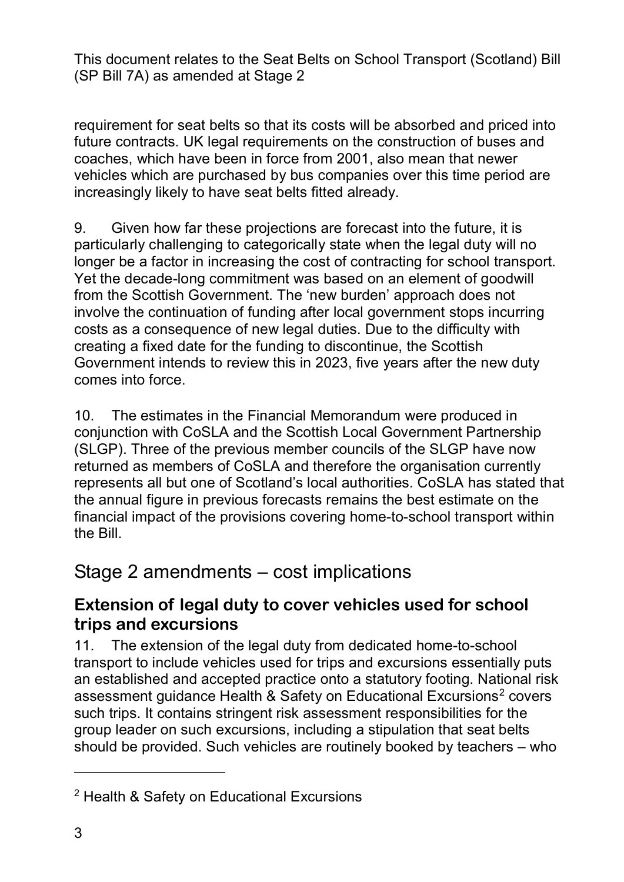requirement for seat belts so that its costs will be absorbed and priced into future contracts. UK legal requirements on the construction of buses and coaches, which have been in force from 2001, also mean that newer vehicles which are purchased by bus companies over this time period are increasingly likely to have seat belts fitted already.

9. Given how far these projections are forecast into the future, it is particularly challenging to categorically state when the legal duty will no longer be a factor in increasing the cost of contracting for school transport. Yet the decade-long commitment was based on an element of goodwill from the Scottish Government. The 'new burden' approach does not involve the continuation of funding after local government stops incurring costs as a consequence of new legal duties. Due to the difficulty with creating a fixed date for the funding to discontinue, the Scottish Government intends to review this in 2023, five years after the new duty comes into force.

10. The estimates in the Financial Memorandum were produced in conjunction with CoSLA and the Scottish Local Government Partnership (SLGP). Three of the previous member councils of the SLGP have now returned as members of CoSLA and therefore the organisation currently represents all but one of Scotland's local authorities. CoSLA has stated that the annual figure in previous forecasts remains the best estimate on the financial impact of the provisions covering home-to-school transport within the Bill.

## Stage 2 amendments – cost implications

### Extension of legal duty to cover vehicles used for school trips and excursions

11. The extension of the legal duty from dedicated home-to-school transport to include vehicles used for trips and excursions essentially puts an established and accepted practice onto a statutory footing. National risk assessment guidance Health & Safety on Educational Excursions[2] covers such trips. It contains stringent risk assessment responsibilities for the group leader on such excursions, including a stipulation that seat belts should be provided. Such vehicles are routinely booked by teachers – who

[2] Health & Safety on Educational Excursions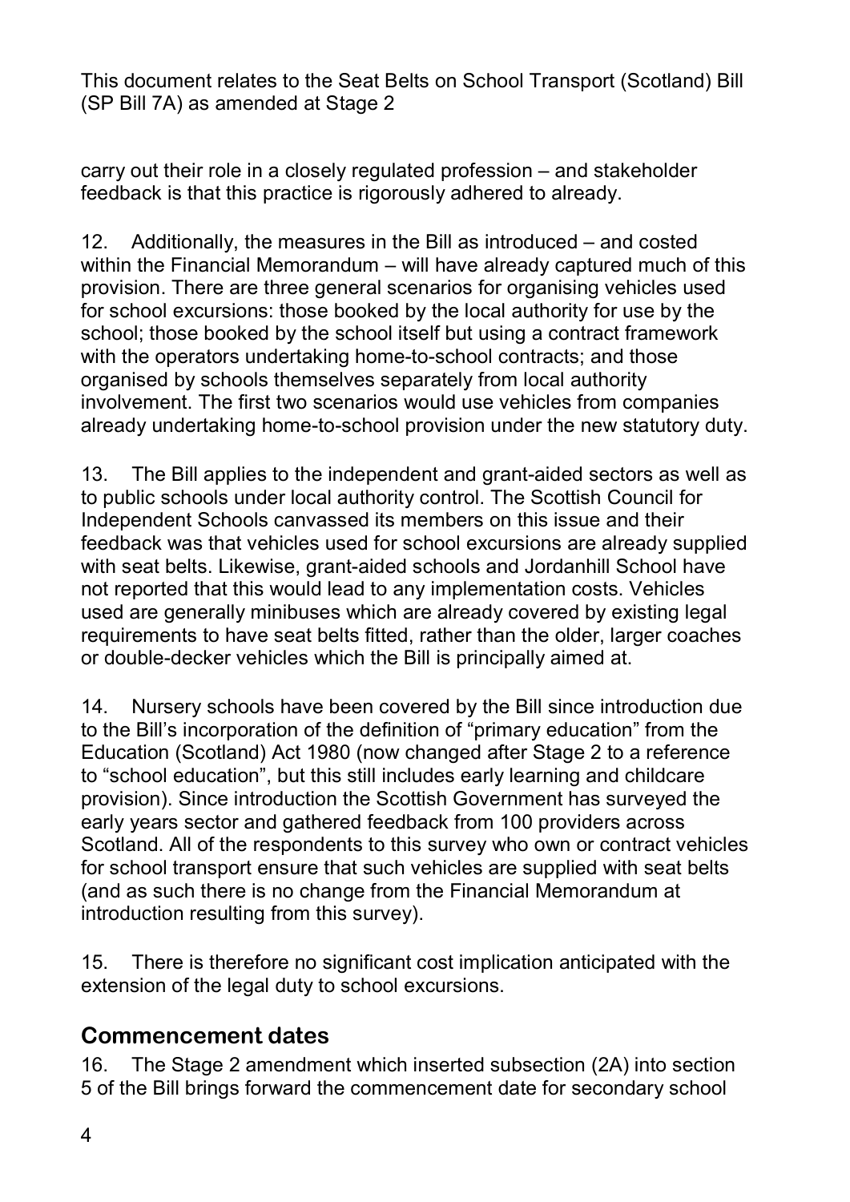carry out their role in a closely regulated profession – and stakeholder feedback is that this practice is rigorously adhered to already.

12. Additionally, the measures in the Bill as introduced – and costed within the Financial Memorandum – will have already captured much of this provision. There are three general scenarios for organising vehicles used for school excursions: those booked by the local authority for use by the school; those booked by the school itself but using a contract framework with the operators undertaking home-to-school contracts; and those organised by schools themselves separately from local authority involvement. The first two scenarios would use vehicles from companies already undertaking home-to-school provision under the new statutory duty.

13. The Bill applies to the independent and grant-aided sectors as well as to public schools under local authority control. The Scottish Council for Independent Schools canvassed its members on this issue and their feedback was that vehicles used for school excursions are already supplied with seat belts. Likewise, grant-aided schools and Jordanhill School have not reported that this would lead to any implementation costs. Vehicles used are generally minibuses which are already covered by existing legal requirements to have seat belts fitted, rather than the older, larger coaches or double-decker vehicles which the Bill is principally aimed at.

14. Nursery schools have been covered by the Bill since introduction due to the Bill's incorporation of the definition of "primary education" from the Education (Scotland) Act 1980 (now changed after Stage 2 to a reference to "school education", but this still includes early learning and childcare provision). Since introduction the Scottish Government has surveyed the early years sector and gathered feedback from 100 providers across Scotland. All of the respondents to this survey who own or contract vehicles for school transport ensure that such vehicles are supplied with seat belts (and as such there is no change from the Financial Memorandum at introduction resulting from this survey).

15. There is therefore no significant cost implication anticipated with the extension of the legal duty to school excursions.

## Commencement dates

16. The Stage 2 amendment which inserted subsection (2A) into section 5 of the Bill brings forward the commencement date for secondary school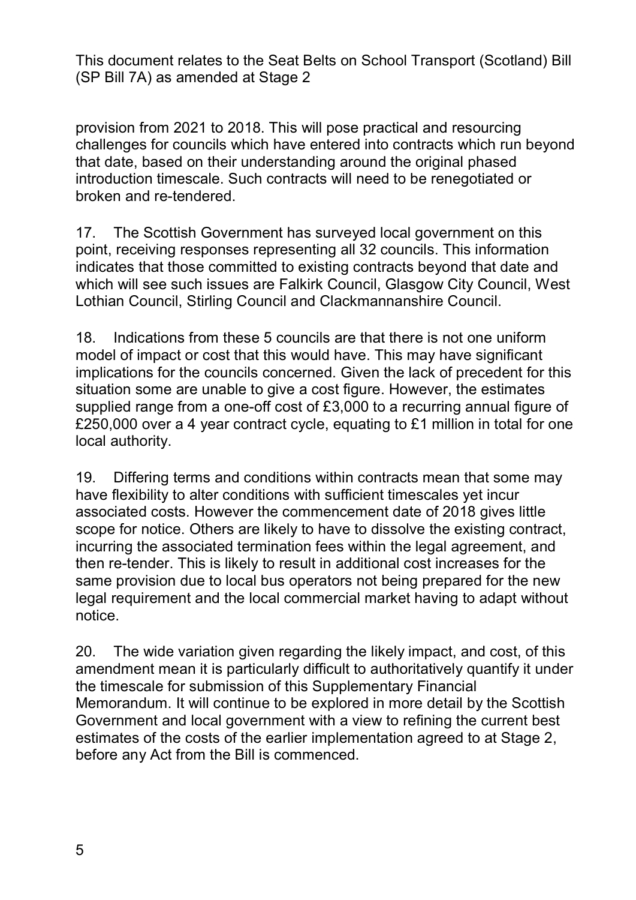provision from 2021 to 2018. This will pose practical and resourcing challenges for councils which have entered into contracts which run beyond that date, based on their understanding around the original phased introduction timescale. Such contracts will need to be renegotiated or broken and re-tendered.

17. The Scottish Government has surveyed local government on this point, receiving responses representing all 32 councils. This information indicates that those committed to existing contracts beyond that date and which will see such issues are Falkirk Council, Glasgow City Council, West Lothian Council, Stirling Council and Clackmannanshire Council.

18. Indications from these 5 councils are that there is not one uniform model of impact or cost that this would have. This may have significant implications for the councils concerned. Given the lack of precedent for this situation some are unable to give a cost figure. However, the estimates supplied range from a one-off cost of £3,000 to a recurring annual figure of £250,000 over a 4 year contract cycle, equating to £1 million in total for one local authority.

19. Differing terms and conditions within contracts mean that some may have flexibility to alter conditions with sufficient timescales yet incur associated costs. However the commencement date of 2018 gives little scope for notice. Others are likely to have to dissolve the existing contract, incurring the associated termination fees within the legal agreement, and then re-tender. This is likely to result in additional cost increases for the same provision due to local bus operators not being prepared for the new legal requirement and the local commercial market having to adapt without notice.

20. The wide variation given regarding the likely impact, and cost, of this amendment mean it is particularly difficult to authoritatively quantify it under the timescale for submission of this Supplementary Financial Memorandum. It will continue to be explored in more detail by the Scottish Government and local government with a view to refining the current best estimates of the costs of the earlier implementation agreed to at Stage 2, before any Act from the Bill is commenced.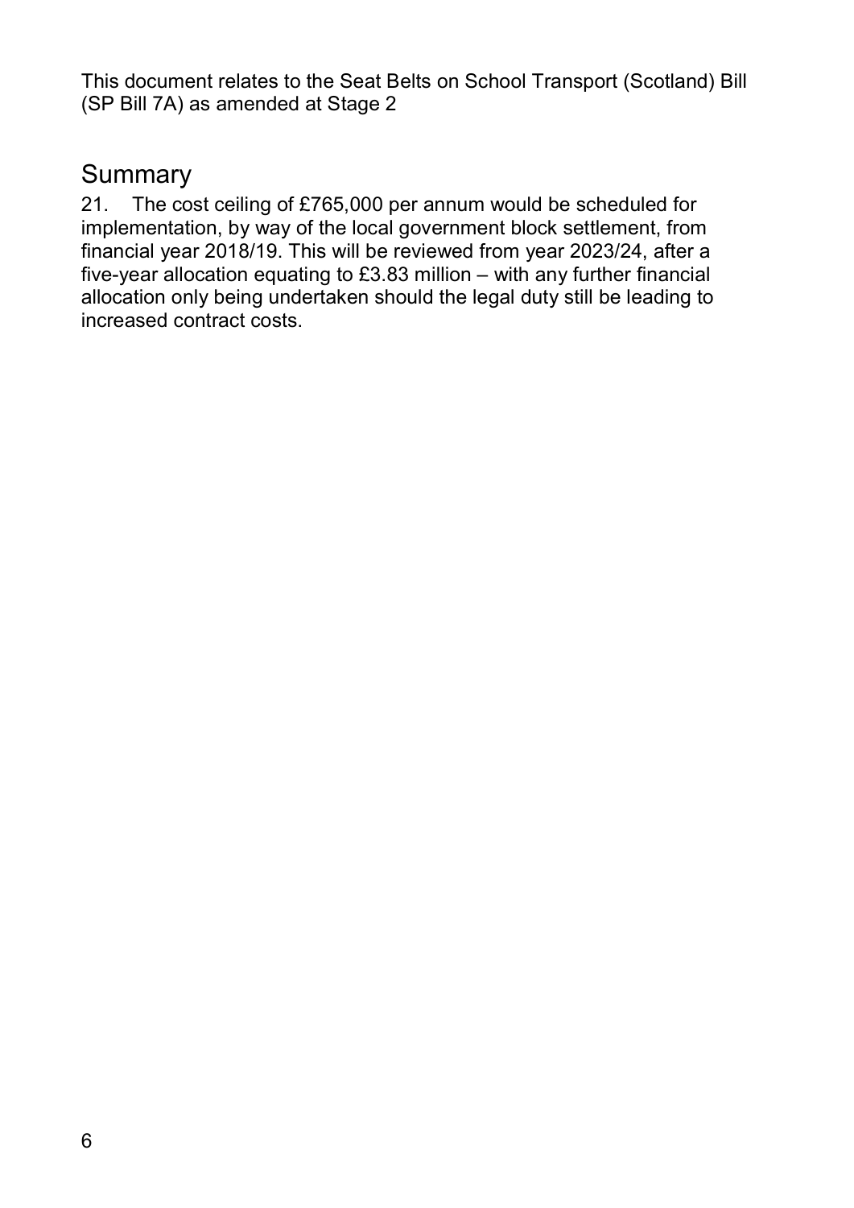## Summary

21. The cost ceiling of £765,000 per annum would be scheduled for implementation, by way of the local government block settlement, from financial year 2018/19. This will be reviewed from year 2023/24, after a five-year allocation equating to £3.83 million – with any further financial allocation only being undertaken should the legal duty still be leading to increased contract costs.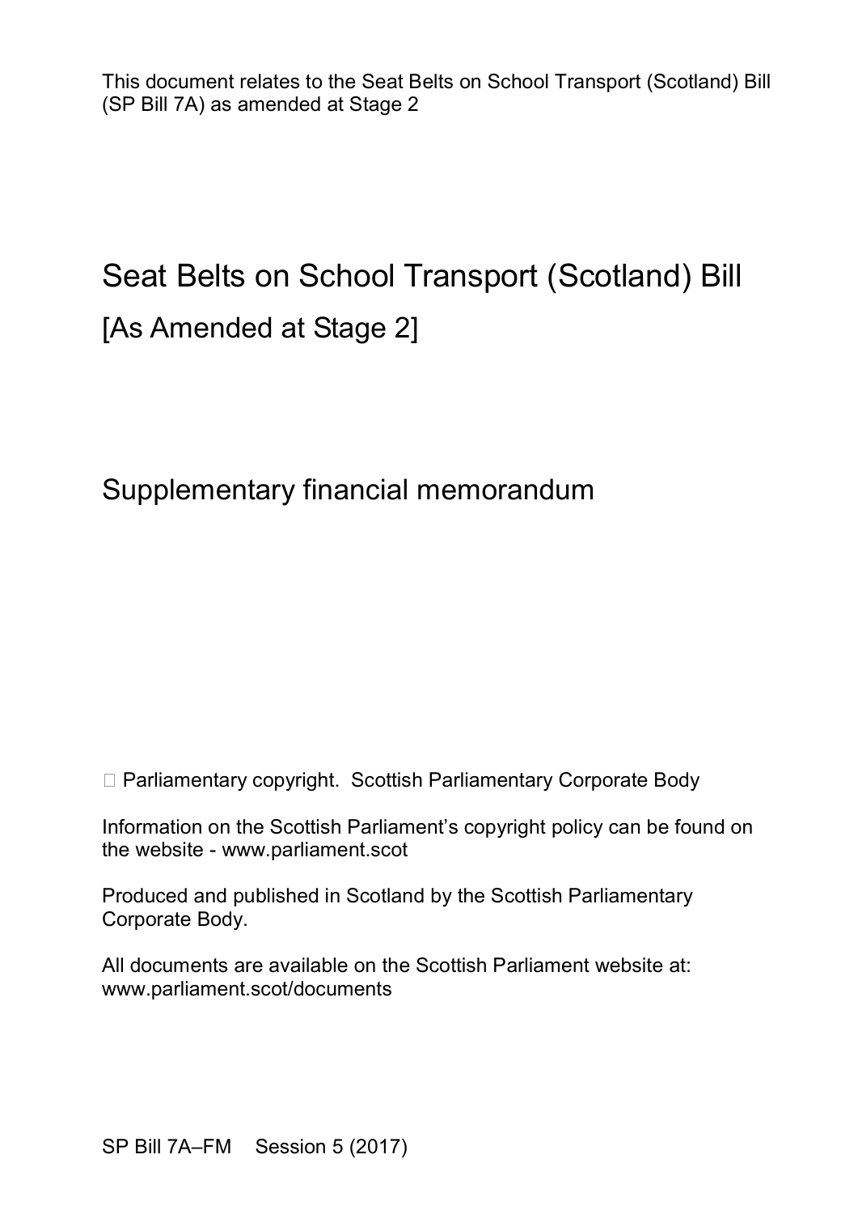This document relates to the Seat Belts on School Transport (Scotland) Bill (SP Bill 7A) as amended at Stage 2

# Seat Belts on School Transport (Scotland) Bill

## [As Amended at Stage 2]

## Supplementary financial memorandum

 Parliamentary copyright. Scottish Parliamentary Corporate Body

Information on the Scottish Parliament's copyright policy can be found on the website - www.parliament.scot

Produced and published in Scotland by the Scottish Parliamentary Corporate Body.

All documents are available on the Scottish Parliament website at: www.parliament.scot/documents

SP Bill 7A–FM Session 5 (2017)